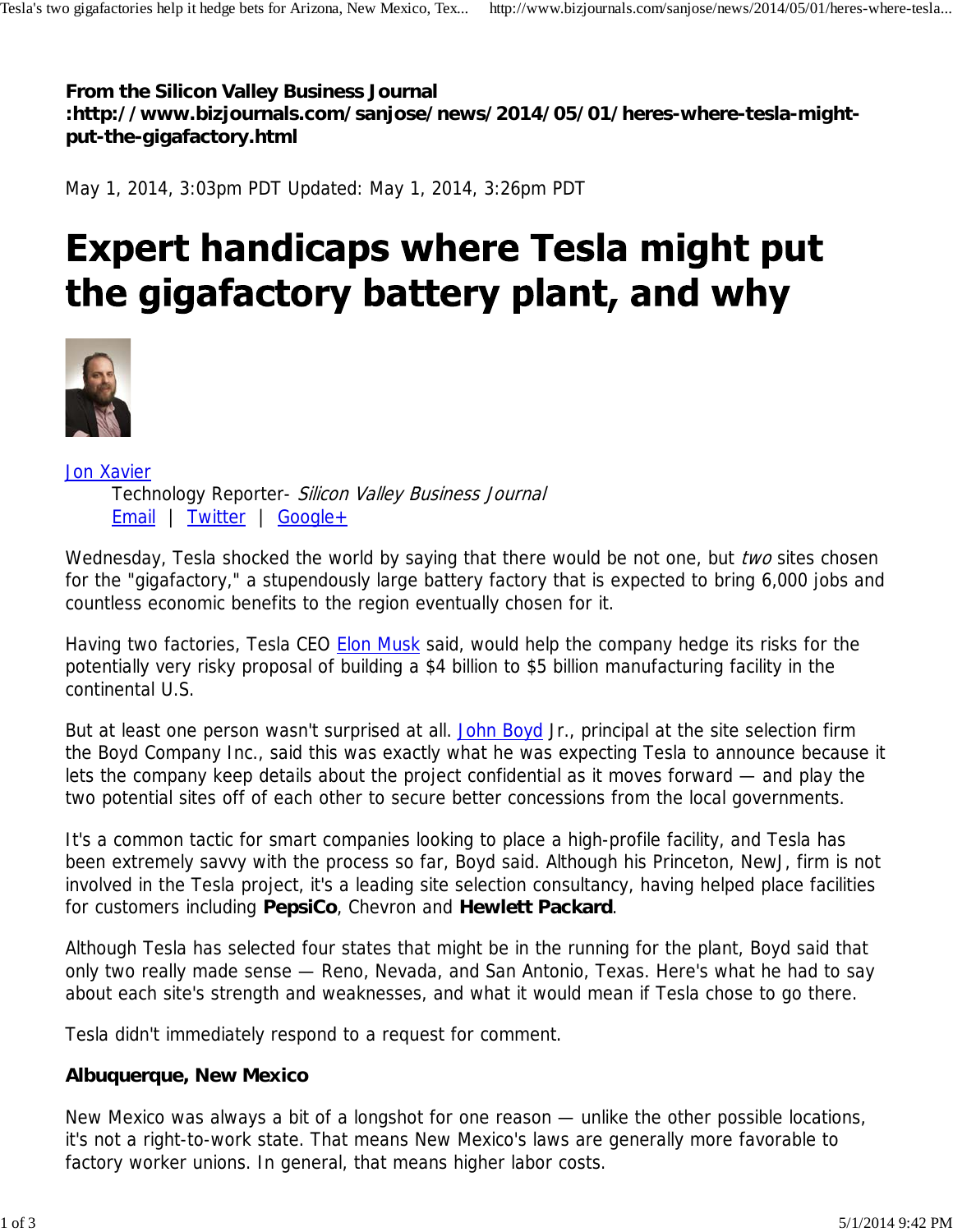**From the Silicon Valley Business Journal :http://www.bizjournals.com/sanjose/news/2014/05/01/heres-where-tesla-might-put-the-gigafactory.html**

May 1, 2014, 3:03pm PDT Updated: May 1, 2014, 3:26pm PDT

# Expert handicaps where Tesla might put the gigafactory battery plant, and why

Jon Xavier
Technology Reporter- *Silicon Valley Business Journal*
Email | Twitter | Google+

Wednesday, Tesla shocked the world by saying that there would be not one, but *two* sites chosen for the "gigafactory," a stupendously large battery factory that is expected to bring 6,000 jobs and countless economic benefits to the region eventually chosen for it.

Having two factories, Tesla CEO Elon Musk said, would help the company hedge its risks for the potentially very risky proposal of building a $4 billion to $5 billion manufacturing facility in the continental U.S.

But at least one person wasn't surprised at all. John Boyd Jr., principal at the site selection firm the Boyd Company Inc., said this was exactly what he was expecting Tesla to announce because it lets the company keep details about the project confidential as it moves forward — and play the two potential sites off of each other to secure better concessions from the local governments.

It's a common tactic for smart companies looking to place a high-profile facility, and Tesla has been extremely savvy with the process so far, Boyd said. Although his Princeton, NewJ, firm is not involved in the Tesla project, it's a leading site selection consultancy, having helped place facilities for customers including **PepsiCo**, Chevron and **Hewlett Packard**.

Although Tesla has selected four states that might be in the running for the plant, Boyd said that only two really made sense — Reno, Nevada, and San Antonio, Texas. Here's what he had to say about each site's strength and weaknesses, and what it would mean if Tesla chose to go there.

Tesla didn't immediately respond to a request for comment.

**Albuquerque, New Mexico**

New Mexico was always a bit of a longshot for one reason — unlike the other possible locations, it's not a right-to-work state. That means New Mexico's laws are generally more favorable to factory worker unions. In general, that means higher labor costs.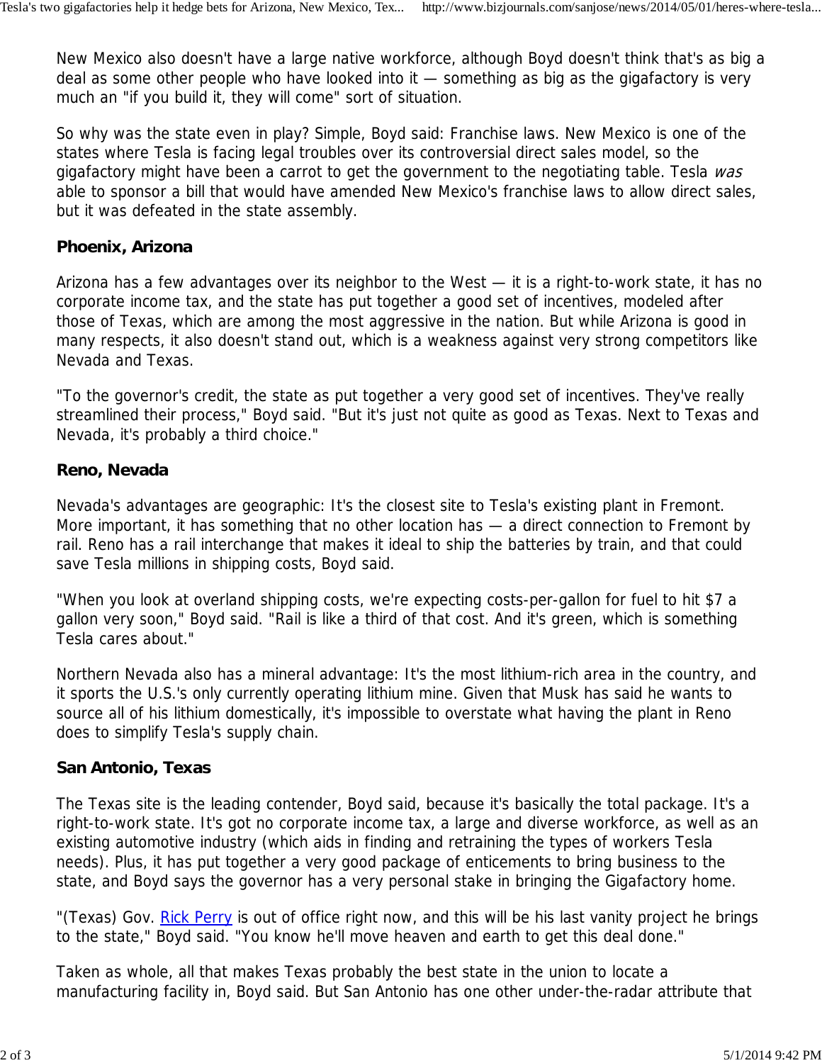New Mexico also doesn't have a large native workforce, although Boyd doesn't think that's as big a deal as some other people who have looked into it — something as big as the gigafactory is very much an "if you build it, they will come" sort of situation.

So why was the state even in play? Simple, Boyd said: Franchise laws. New Mexico is one of the states where Tesla is facing legal troubles over its controversial direct sales model, so the gigafactory might have been a carrot to get the government to the negotiating table. Tesla *was* able to sponsor a bill that would have amended New Mexico's franchise laws to allow direct sales, but it was defeated in the state assembly.

### Phoenix, Arizona

Arizona has a few advantages over its neighbor to the West — it is a right-to-work state, it has no corporate income tax, and the state has put together a good set of incentives, modeled after those of Texas, which are among the most aggressive in the nation. But while Arizona is good in many respects, it also doesn't stand out, which is a weakness against very strong competitors like Nevada and Texas.

"To the governor's credit, the state as put together a very good set of incentives. They've really streamlined their process," Boyd said. "But it's just not quite as good as Texas. Next to Texas and Nevada, it's probably a third choice."

### Reno, Nevada

Nevada's advantages are geographic: It's the closest site to Tesla's existing plant in Fremont. More important, it has something that no other location has — a direct connection to Fremont by rail. Reno has a rail interchange that makes it ideal to ship the batteries by train, and that could save Tesla millions in shipping costs, Boyd said.

"When you look at overland shipping costs, we're expecting costs-per-gallon for fuel to hit $7 a gallon very soon," Boyd said. "Rail is like a third of that cost. And it's green, which is something Tesla cares about."

Northern Nevada also has a mineral advantage: It's the most lithium-rich area in the country, and it sports the U.S.'s only currently operating lithium mine. Given that Musk has said he wants to source all of his lithium domestically, it's impossible to overstate what having the plant in Reno does to simplify Tesla's supply chain.

### San Antonio, Texas

The Texas site is the leading contender, Boyd said, because it's basically the total package. It's a right-to-work state. It's got no corporate income tax, a large and diverse workforce, as well as an existing automotive industry (which aids in finding and retraining the types of workers Tesla needs). Plus, it has put together a very good package of enticements to bring business to the state, and Boyd says the governor has a very personal stake in bringing the Gigafactory home.

"(Texas) Gov. Rick Perry is out of office right now, and this will be his last vanity project he brings to the state," Boyd said. "You know he'll move heaven and earth to get this deal done."

Taken as whole, all that makes Texas probably the best state in the union to locate a manufacturing facility in, Boyd said. But San Antonio has one other under-the-radar attribute that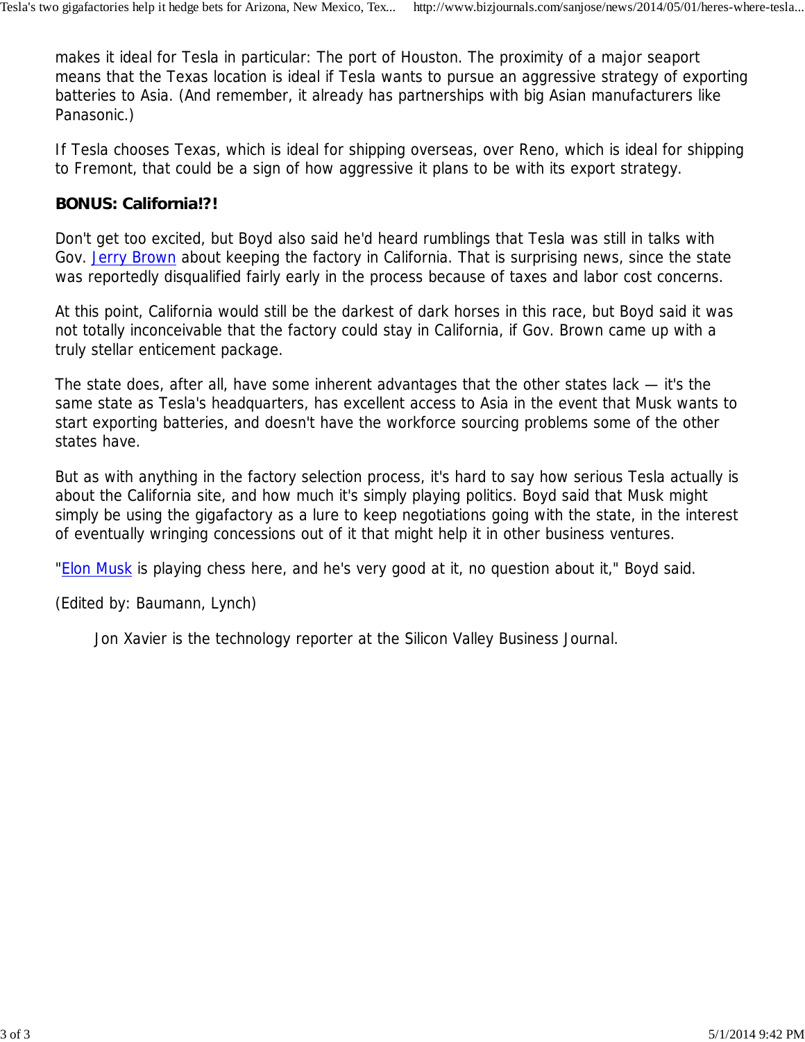makes it ideal for Tesla in particular: The port of Houston. The proximity of a major seaport means that the Texas location is ideal if Tesla wants to pursue an aggressive strategy of exporting batteries to Asia. (And remember, it already has partnerships with big Asian manufacturers like Panasonic.)

If Tesla chooses Texas, which is ideal for shipping overseas, over Reno, which is ideal for shipping to Fremont, that could be a sign of how aggressive it plans to be with its export strategy.

**BONUS: California!?!**

Don't get too excited, but Boyd also said he'd heard rumblings that Tesla was still in talks with Gov. Jerry Brown about keeping the factory in California. That is surprising news, since the state was reportedly disqualified fairly early in the process because of taxes and labor cost concerns.

At this point, California would still be the darkest of dark horses in this race, but Boyd said it was not totally inconceivable that the factory could stay in California, if Gov. Brown came up with a truly stellar enticement package.

The state does, after all, have some inherent advantages that the other states lack — it's the same state as Tesla's headquarters, has excellent access to Asia in the event that Musk wants to start exporting batteries, and doesn't have the workforce sourcing problems some of the other states have.

But as with anything in the factory selection process, it's hard to say how serious Tesla actually is about the California site, and how much it's simply playing politics. Boyd said that Musk might simply be using the gigafactory as a lure to keep negotiations going with the state, in the interest of eventually wringing concessions out of it that might help it in other business ventures.

"Elon Musk is playing chess here, and he's very good at it, no question about it," Boyd said.

(Edited by: Baumann, Lynch)

Jon Xavier is the technology reporter at the Silicon Valley Business Journal.